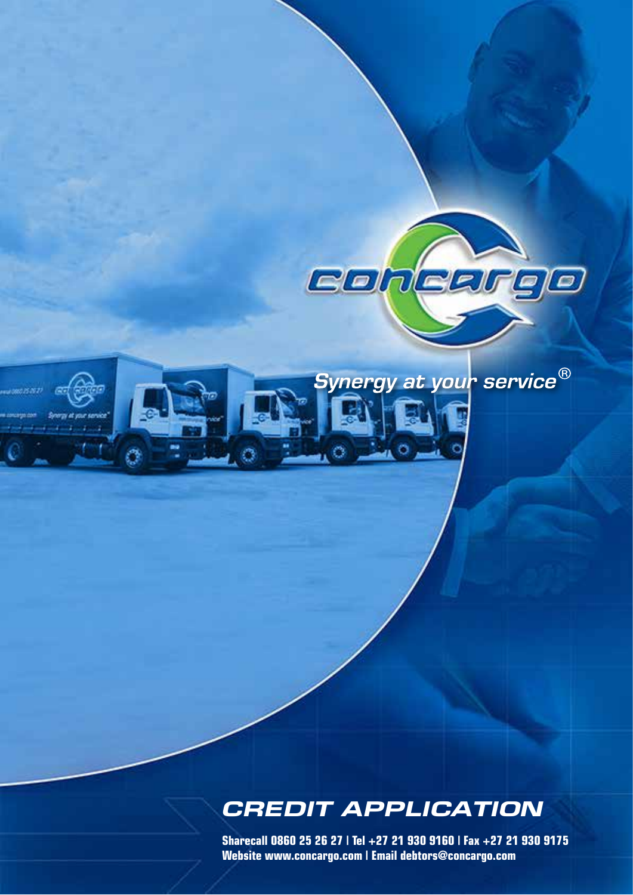concargo

*Synergy at your service®*

# CREDIT APPLICATION

**Sharecall 0860 25 26 27 | Tel +27 21 930 9160 | Fax +27 21 930 9175**
**Website www.concargo.com | Email debtors@concargo.com**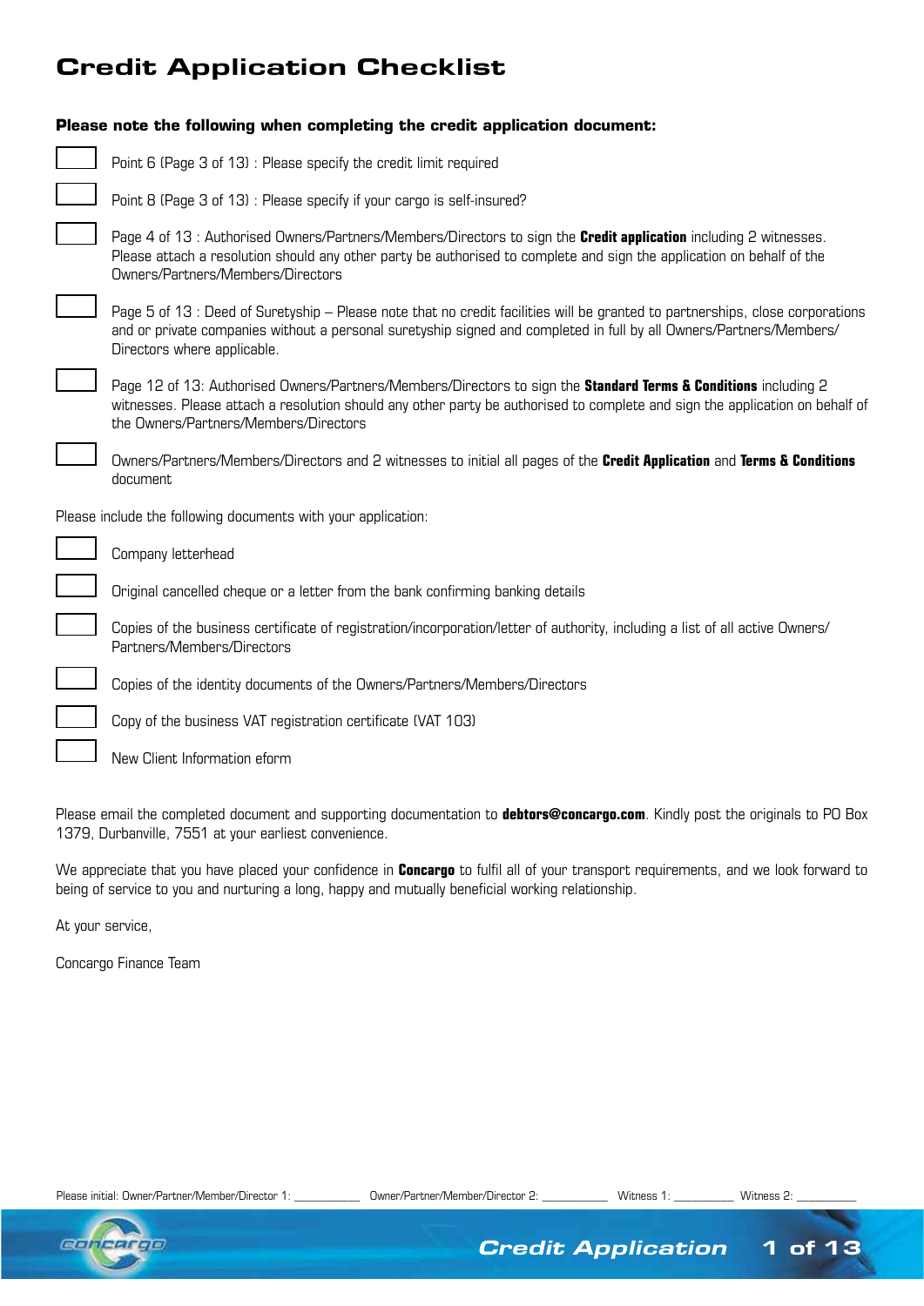# Credit Application Checklist

**Please note the following when completing the credit application document:**

- [ ] Point 6 (Page 3 of 13) : Please specify the credit limit required
- [ ] Point 8 (Page 3 of 13) : Please specify if your cargo is self-insured?
- [ ] Page 4 of 13 : Authorised Owners/Partners/Members/Directors to sign the **Credit application** including 2 witnesses. Please attach a resolution should any other party be authorised to complete and sign the application on behalf of the Owners/Partners/Members/Directors
- [ ] Page 5 of 13 : Deed of Suretyship – Please note that no credit facilities will be granted to partnerships, close corporations and or private companies without a personal suretyship signed and completed in full by all Owners/Partners/Members/ Directors where applicable.
- [ ] Page 12 of 13: Authorised Owners/Partners/Members/Directors to sign the **Standard Terms & Conditions** including 2 witnesses. Please attach a resolution should any other party be authorised to complete and sign the application on behalf of the Owners/Partners/Members/Directors
- [ ] Owners/Partners/Members/Directors and 2 witnesses to initial all pages of the **Credit Application** and **Terms & Conditions** document

Please include the following documents with your application:

- [ ] Company letterhead
- [ ] Original cancelled cheque or a letter from the bank confirming banking details
- [ ] Copies of the business certificate of registration/incorporation/letter of authority, including a list of all active Owners/ Partners/Members/Directors
- [ ] Copies of the identity documents of the Owners/Partners/Members/Directors
- [ ] Copy of the business VAT registration certificate (VAT 103)
- [ ] New Client Information eform

Please email the completed document and supporting documentation to **debtors@concargo.com**. Kindly post the originals to PO Box 1379, Durbanville, 7551 at your earliest convenience.

We appreciate that you have placed your confidence in **Concargo** to fulfil all of your transport requirements, and we look forward to being of service to you and nurturing a long, happy and mutually beneficial working relationship.

At your service,

Concargo Finance Team

Please initial: Owner/Partner/Member/Director 1: __________ Owner/Partner/Member/Director 2: __________ Witness 1: __________ Witness 2: __________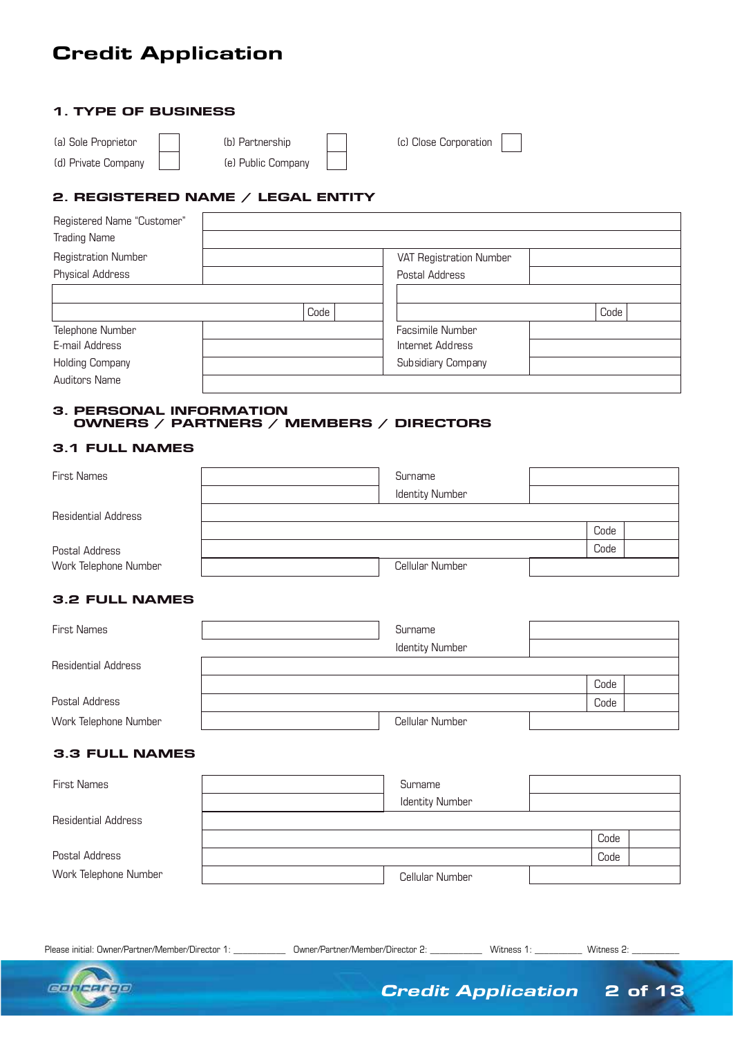# Credit Application

## 1. TYPE OF BUSINESS

| | | | | | |
|---|---|---|---|---|---|
| (a) Sole Proprietor | | (b) Partnership | | (c) Close Corporation | |
| (d) Private Company | | (e) Public Company | | | |

## 2. REGISTERED NAME / LEGAL ENTITY

| | | | |
|---|---|---|---|
| Registered Name "Customer" | | | |
| Trading Name | | | |
| Registration Number | | VAT Registration Number | |
| Physical Address | | Postal Address | |
| | | | |
| | Code | | Code |
| Telephone Number | | Facsimile Number | |
| E-mail Address | | Internet Address | |
| Holding Company | | Subsidiary Company | |
| Auditors Name | | | |

## 3. PERSONAL INFORMATION
## OWNERS / PARTNERS / MEMBERS / DIRECTORS

### 3.1 FULL NAMES

| | | | |
|---|---|---|---|
| First Names | | Surname | |
| | | Identity Number | |
| Residential Address | | | |
| | | Code | |
| Postal Address | | Code | |
| Work Telephone Number | | Cellular Number | |

### 3.2 FULL NAMES

| | | | |
|---|---|---|---|
| First Names | | Surname | |
| | | Identity Number | |
| Residential Address | | | |
| | | Code | |
| Postal Address | | Code | |
| Work Telephone Number | | Cellular Number | |

### 3.3 FULL NAMES

| | | | |
|---|---|---|---|
| First Names | | Surname | |
| | | Identity Number | |
| Residential Address | | | |
| | | Code | |
| Postal Address | | Code | |
| Work Telephone Number | | Cellular Number | |

Please initial: Owner/Partner/Member/Director 1: __________ Owner/Partner/Member/Director 2: __________ Witness 1: __________ Witness 2: __________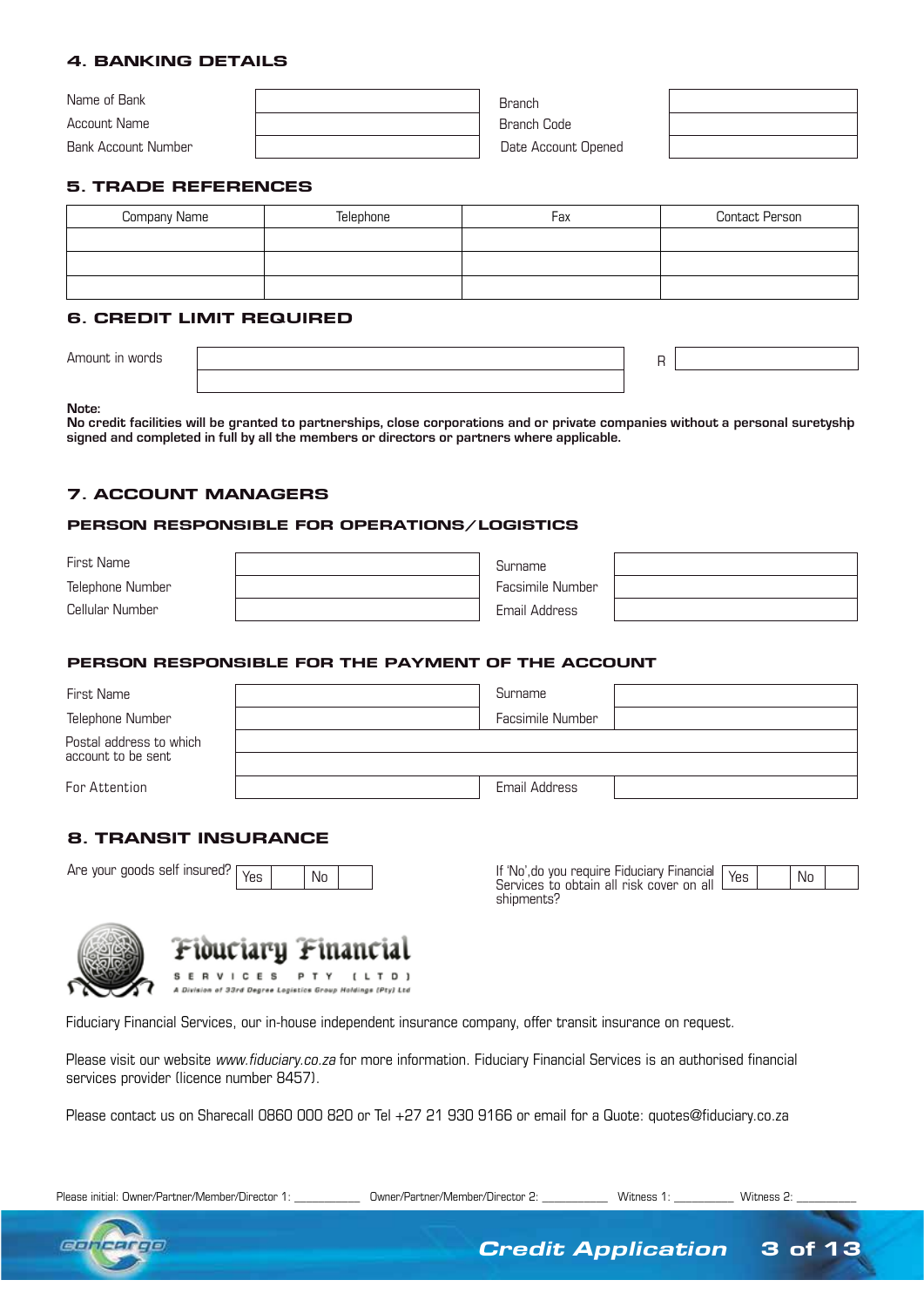## 4. BANKING DETAILS

| | | | |
|---|---|---|---|
| Name of Bank | | Branch | |
| Account Name | | Branch Code | |
| Bank Account Number | | Date Account Opened | |

## 5. TRADE REFERENCES

| Company Name | Telephone | Fax | Contact Person |
|---|---|---|---|
| | | | |
| | | | |
| | | | |

## 6. CREDIT LIMIT REQUIRED

| | | | |
|---|---|---|---|
| Amount in words | | R | |
| | | | |

**Note:**
**No credit facilities will be granted to partnerships, close corporations and or private companies without a personal suretyship signed and completed in full by all the members or directors or partners where applicable.**

## 7. ACCOUNT MANAGERS

### PERSON RESPONSIBLE FOR OPERATIONS/LOGISTICS

| | | | |
|---|---|---|---|
| First Name | | Surname | |
| Telephone Number | | Facsimile Number | |
| Cellular Number | | Email Address | |

### PERSON RESPONSIBLE FOR THE PAYMENT OF THE ACCOUNT

| | | | |
|---|---|---|---|
| First Name | | Surname | |
| Telephone Number | | Facsimile Number | |
| Postal address to which account to be sent | | | |
| | | | |
| For Attention | | Email Address | |

## 8. TRANSIT INSURANCE

Are your goods self insured? Yes ☐ No ☐

If 'No', do you require Fiduciary Financial Services to obtain all risk cover on all shipments? Yes ☐ No ☐

**Fiduciary Financial**
SERVICES PTY (LTD)
*A Division of 33rd Degree Logistics Group Holdings (Pty) Ltd*

Fiduciary Financial Services, our in-house independent insurance company, offer transit insurance on request.

Please visit our website *www.fiduciary.co.za* for more information. Fiduciary Financial Services is an authorised financial services provider (licence number 8457).

Please contact us on Sharecall 0860 000 820 or Tel +27 21 930 9166 or email for a Quote: quotes@fiduciary.co.za

Please initial: Owner/Partner/Member/Director 1: __________ Owner/Partner/Member/Director 2: __________ Witness 1: __________ Witness 2: __________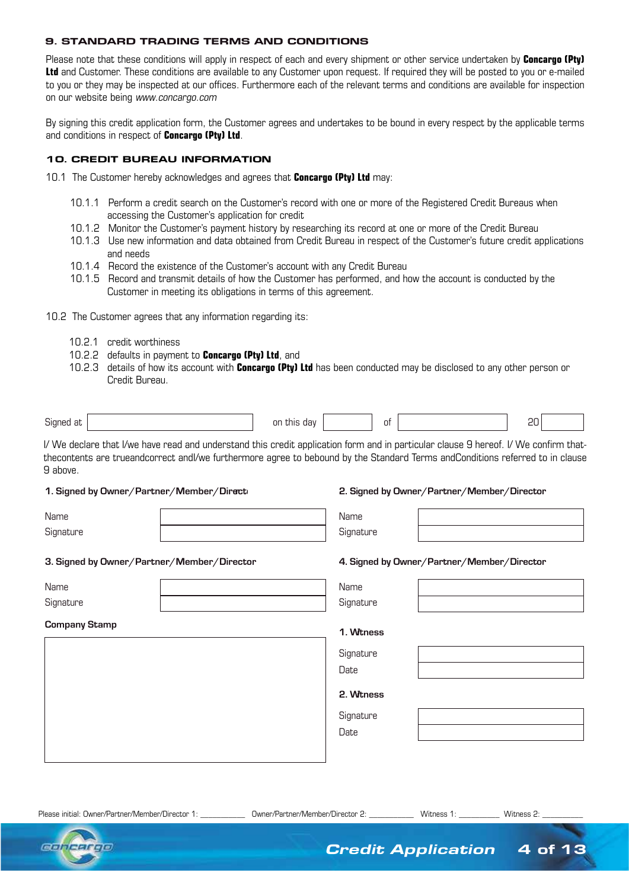## 9. STANDARD TRADING TERMS AND CONDITIONS

Please note that these conditions will apply in respect of each and every shipment or other service undertaken by **Concargo (Pty) Ltd** and Customer. These conditions are available to any Customer upon request. If required they will be posted to you or e-mailed to you or they may be inspected at our offices. Furthermore each of the relevant terms and conditions are available for inspection on our website being *www.concargo.com*

By signing this credit application form, the Customer agrees and undertakes to be bound in every respect by the applicable terms and conditions in respect of **Concargo (Pty) Ltd**.

## 10. CREDIT BUREAU INFORMATION

10.1 The Customer hereby acknowledges and agrees that **Concargo (Pty) Ltd** may:

- 10.1.1 Perform a credit search on the Customer's record with one or more of the Registered Credit Bureaus when accessing the Customer's application for credit
- 10.1.2 Monitor the Customer's payment history by researching its record at one or more of the Credit Bureau
- 10.1.3 Use new information and data obtained from Credit Bureau in respect of the Customer's future credit applications and needs
- 10.1.4 Record the existence of the Customer's account with any Credit Bureau
- 10.1.5 Record and transmit details of how the Customer has performed, and how the account is conducted by the Customer in meeting its obligations in terms of this agreement.

10.2 The Customer agrees that any information regarding its:

- 10.2.1 credit worthiness
- 10.2.2 defaults in payment to **Concargo (Pty) Ltd**, and
- 10.2.3 details of how its account with **Concargo (Pty) Ltd** has been conducted may be disclosed to any other person or Credit Bureau.

Signed at ____________________ on this day ________ of ____________________ 20______

I/ We declare that I/we have read and understand this credit application form and in particular clause 9 hereof. I/ We confirm thatthecontents are trueandcorrect andI/we furthermore agree to bebound by the Standard Terms andConditions referred to in clause 9 above.

**1. Signed by Owner/Partner/Member/Director**

| | |
|---|---|
| Name | |
| Signature | |

**2. Signed by Owner/Partner/Member/Director**

| | |
|---|---|
| Name | |
| Signature | |

**3. Signed by Owner/Partner/Member/Director**

| | |
|---|---|
| Name | |
| Signature | |

**4. Signed by Owner/Partner/Member/Director**

| | |
|---|---|
| Name | |
| Signature | |

**Company Stamp**

**1. Witness**

| | |
|---|---|
| Signature | |
| Date | |

**2. Witness**

| | |
|---|---|
| Signature | |
| Date | |

Please initial: Owner/Partner/Member/Director 1: __________ Owner/Partner/Member/Director 2: __________ Witness 1: __________ Witness 2: __________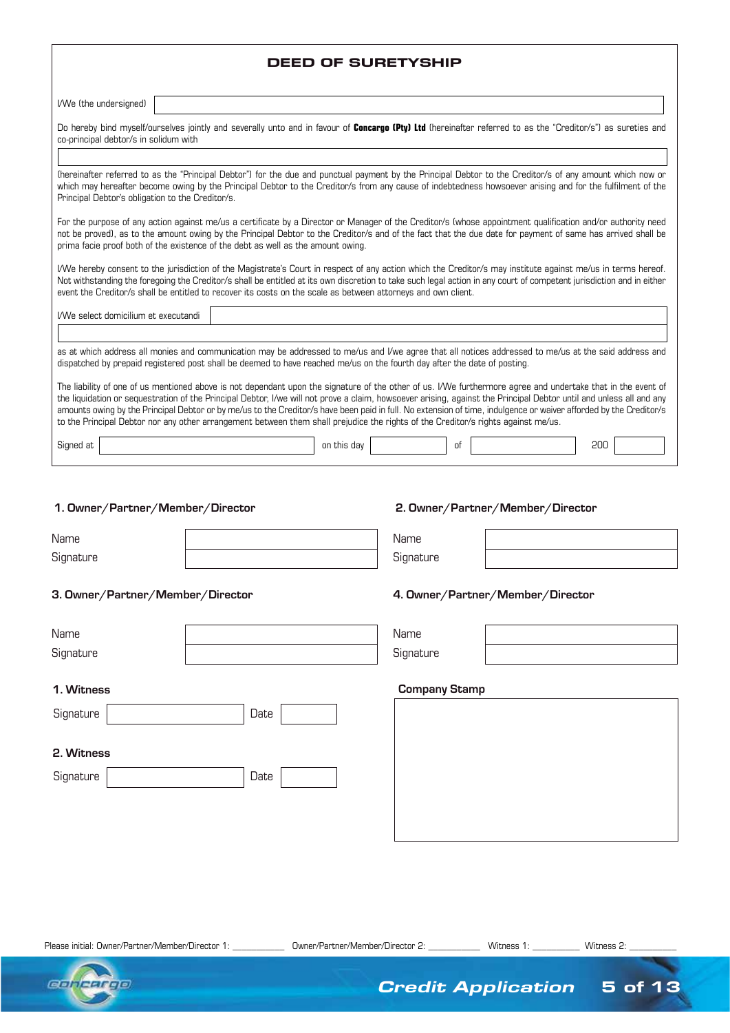# DEED OF SURETYSHIP

I/We (the undersigned) ______________________________

Do hereby bind myself/ourselves jointly and severally unto and in favour of **Concargo (Pty) Ltd** (hereinafter referred to as the "Creditor/s") as sureties and co-principal debtor/s in solidum with

______________________________

(hereinafter referred to as the "Principal Debtor") for the due and punctual payment by the Principal Debtor to the Creditor/s of any amount which now or which may hereafter become owing by the Principal Debtor to the Creditor/s from any cause of indebtedness howsoever arising and for the fulfilment of the Principal Debtor's obligation to the Creditor/s.

For the purpose of any action against me/us a certificate by a Director or Manager of the Creditor/s (whose appointment qualification and/or authority need not be proved), as to the amount owing by the Principal Debtor to the Creditor/s and of the fact that the due date for payment of same has arrived shall be prima facie proof both of the existence of the debt as well as the amount owing.

I/We hereby consent to the jurisdiction of the Magistrate's Court in respect of any action which the Creditor/s may institute against me/us in terms hereof. Not withstanding the foregoing the Creditor/s shall be entitled at its own discretion to take such legal action in any court of competent jurisdiction and in either event the Creditor/s shall be entitled to recover its costs on the scale as between attorneys and own client.

I/We select domicilium et executandi ______________________________

______________________________

as at which address all monies and communication may be addressed to me/us and I/we agree that all notices addressed to me/us at the said address and dispatched by prepaid registered post shall be deemed to have reached me/us on the fourth day after the date of posting.

The liability of one of us mentioned above is not dependant upon the signature of the other of us. I/We furthermore agree and undertake that in the event of the liquidation or sequestration of the Principal Debtor, I/we will not prove a claim, howsoever arising, against the Principal Debtor until and unless all and any amounts owing by the Principal Debtor or by me/us to the Creditor/s have been paid in full. No extension of time, indulgence or waiver afforded by the Creditor/s to the Principal Debtor nor any other arrangement between them shall prejudice the rights of the Creditor/s rights against me/us.

Signed at ______________ on this day ______________ of ______________ 200 ______

**1. Owner/Partner/Member/Director**

Name ______________________________

Signature ______________________________

**2. Owner/Partner/Member/Director**

Name ______________________________

Signature ______________________________

**3. Owner/Partner/Member/Director**

Name ______________________________

Signature ______________________________

**4. Owner/Partner/Member/Director**

Name ______________________________

Signature ______________________________

**1. Witness**

Signature ______________________ Date __________

**2. Witness**

Signature ______________________ Date __________

**Company Stamp**

Please initial: Owner/Partner/Member/Director 1: __________ Owner/Partner/Member/Director 2: __________ Witness 1: __________ Witness 2: __________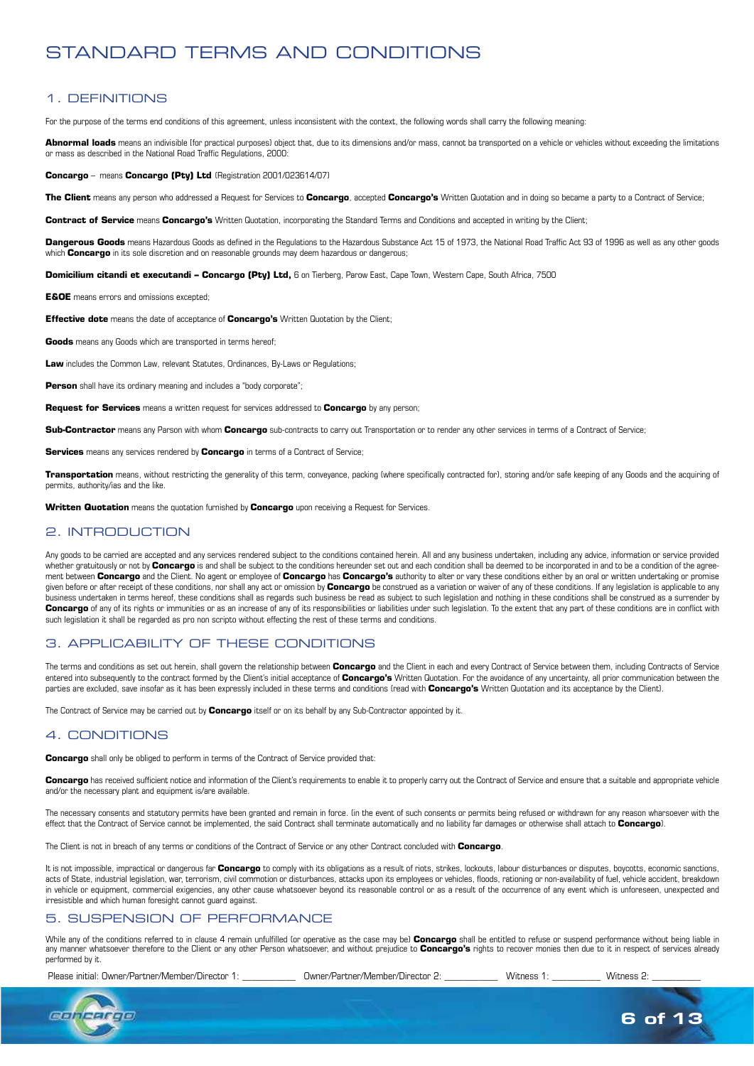# STANDARD TERMS AND CONDITIONS

## 1. DEFINITIONS

For the purpose of the terms end conditions of this agreement, unless inconsistent with the context, the following words shall carry the following meaning:

**Abnormal loads** means an indivisible (for practical purposes) object that, due to its dimensions and/or mass, cannot ba transported on a vehicle or vehicles without exceeding the limitations or mass as described in the National Road Traffic Regulations, 2000:

**Concargo** – means **Concargo (Pty) Ltd** (Registration 2001/023614/07)

**The Client** means any person who addressed a Request for Services to **Concargo**, accepted **Concargo's** Written Quotation and in doing so became a party to a Contract of Service;

**Contract of Service** means **Concargo's** Written Quotation, incorporating the Standard Terms and Conditions and accepted in writing by the Client;

**Dangerous Goods** means Hazardous Goods as defined in the Regulations to the Hazardous Substance Act 15 of 1973, the National Road Traffic Act 93 of 1996 as well as any other goods which **Concargo** in its sole discretion and on reasonable grounds may deem hazardous or dangerous;

**Domicilium citandi et executandi – Concargo (Pty) Ltd,** 6 on Tierberg, Parow East, Cape Town, Western Cape, South Africa, 7500

**E&OE** means errors and omissions excepted;

**Effective dote** means the date of acceptance of **Concargo's** Written Quotation by the Client;

**Goods** means any Goods which are transported in terms hereof;

**Law** includes the Common Law, relevant Statutes, Ordinances, By-Laws or Regulations;

**Person** shall have its ordinary meaning and includes a "body corporate";

**Request for Services** means a written request for services addressed to **Concargo** by any person;

**Sub-Contractor** means any Parson with whom **Concargo** sub-contracts to carry out Transportation or to render any other services in terms of a Contract of Service;

**Services** means any services rendered by **Concargo** in terms of a Contract of Service;

**Transportation** means, without restricting the generality of this term, conveyance, packing (where specifically contracted for), storing and/or safe keeping of any Goods and the acquiring of permits, authority/ias and the like.

**Written Quotation** means the quotation furnished by **Concargo** upon receiving a Request for Services.

## 2. INTRODUCTION

Any goods to be carried are accepted and any services rendered subject to the conditions contained herein. All and any business undertaken, including any advice, information or service provided whether gratuitously or not by **Concargo** is and shall be subject to the conditions hereunder set out and each condition shall be deemed to be incorporated in and to be a condition of the agreement between **Concargo** and the Client. No agent or employee of **Concargo** has **Concargo's** authority to alter or vary these conditions either by an oral or written undertaking or promise given before or after receipt of these conditions, nor shall any act or omission by **Concargo** be construed as a variation or waiver of any of these conditions. If any legislation is applicable to any business undertaken in terms hereof, these conditions shall as regards such business be read as subject to such legislation and nothing in these conditions shall be construed as a surrender by **Concargo** of any of its rights or immunities or as an increase of any of its responsibilities or liabilities under such legislation. To the extent that any part of these conditions are in conflict with such legislation it shall be regarded as pro non scripto without effecting the rest of these terms and conditions.

## 3. APPLICABILITY OF THESE CONDITIONS

The terms and conditions as set out herein, shall govern the relationship between **Concargo** and the Client in each and every Contract of Service between them, including Contracts of Service entered into subsequently to the contract formed by the Client's initial acceptance of **Concargo's** Written Quotation. For the avoidance of any uncertainty, all prior communication between the parties are excluded, save insofar as it has been expressly included in these terms and conditions (read with **Concargo's** Written Quotation and its acceptance by the Client).

The Contract of Service may be carried out by **Concargo** itself or on its behalf by any Sub-Contractor appointed by it.

## 4. CONDITIONS

**Concargo** shall only be obliged to perform in terms of the Contract of Service provided that:

**Concargo** has received sufficient notice and information of the Client's requirements to enable it to properly carry out the Contract of Service and ensure that a suitable and appropriate vehicle and/or the necessary plant and equipment is/are available.

The necessary consents and statutory permits have been granted and remain in force. (in the event of such consents or permits being refused or withdrawn for any reason wharsoever with the effect that the Contract of Service cannot be implemented, the said Contract shall terminate automatically and no liability far damages or otherwise shall attach to **Concargo**).

The Client is not in breach of any terms or conditions of the Contract of Service or any other Contract concluded with **Concargo**.

It is not impossible, impractical or dangerous far **Concargo** to comply with its obligations as a result of riots, strikes, lockouts, labour disturbances or disputes, boycotts, economic sanctions, acts of State, industrial legislation, war, terrorism, civil commotion or disturbances, attacks upon its employees or vehicles, floods, rationing or non-availability of fuel, vehicle accident, breakdown in vehicle or equipment, commercial exigencies, any other cause whatsoever beyond its reasonable control or as a result of the occurrence of any event which is unforeseen, unexpected and irresistible and which human foresight cannot guard against.

## 5. SUSPENSION OF PERFORMANCE

While any of the conditions referred to in clause 4 remain unfulfilled (or operative as the case may be) **Concargo** shall be entitled to refuse or suspend performance without being liable in any manner whatsoever therefore to the Client or any other Person whatsoever, and without prejudice to **Concargo's** rights to recover monies then due to it in respect of services already performed by it.

Please initial: Owner/Partner/Member/Director 1: __________ Owner/Partner/Member/Director 2: __________ Witness 1: __________ Witness 2: __________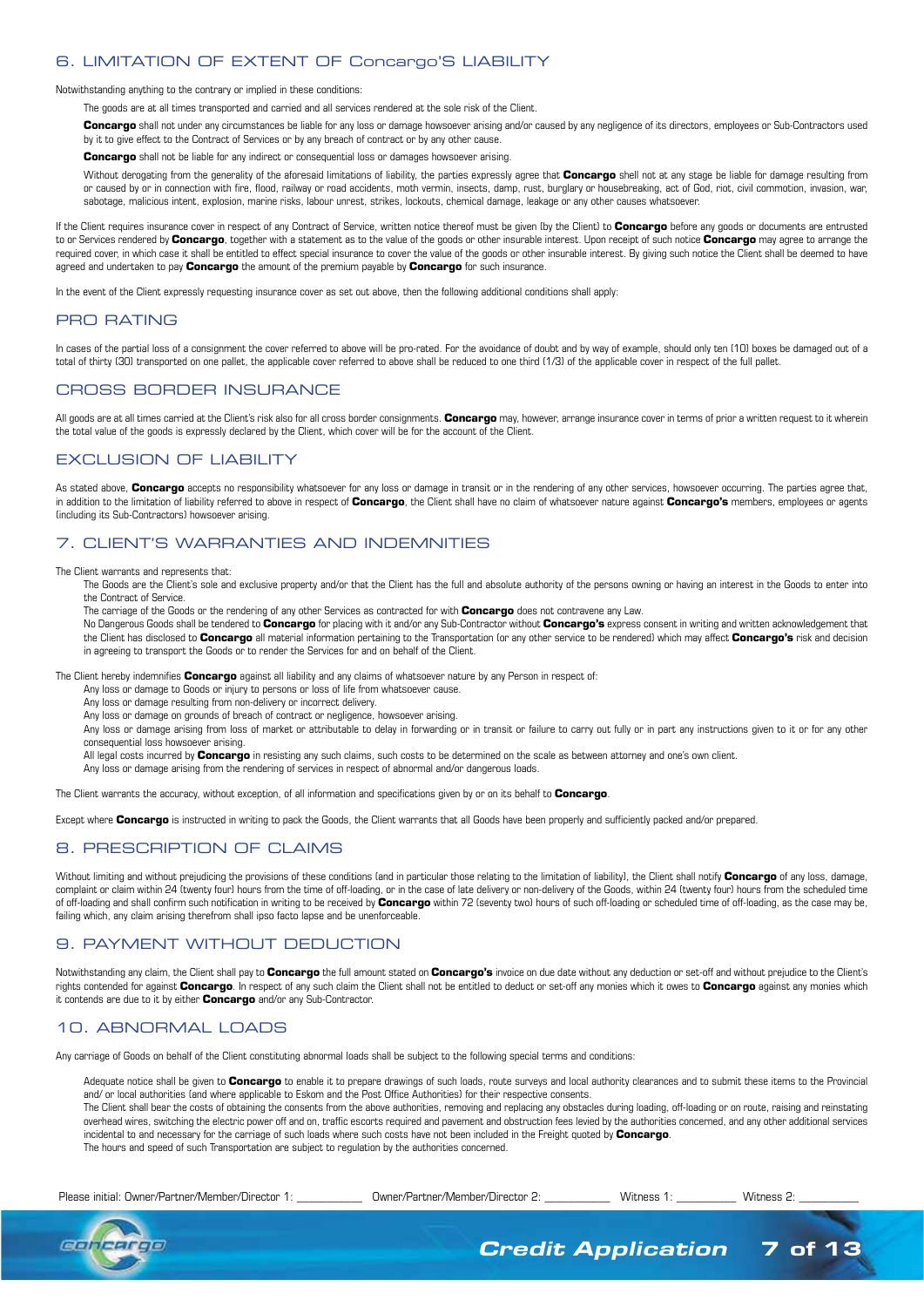## 6. LIMITATION OF EXTENT OF Concargo'S LIABILITY

Notwithstanding anything to the contrary or implied in these conditions:

The goods are at all times transported and carried and all services rendered at the sole risk of the Client.

**Concargo** shall not under any circumstances be liable for any loss or damage howsoever arising and/or caused by any negligence of its directors, employees or Sub-Contractors used by it to give effect to the Contract of Services or by any breach of contract or by any other cause.

**Concargo** shall not be liable for any indirect or consequential loss or damages howsoever arising.

Without derogating from the generality of the aforesaid limitations of liability, the parties expressly agree that **Concargo** shell not at any stage be liable for damage resulting from or caused by or in connection with fire, flood, railway or road accidents, moth vermin, insects, damp, rust, burglary or housebreaking, act of God, riot, civil commotion, invasion, war, sabotage, malicious intent, explosion, marine risks, labour unrest, strikes, lockouts, chemical damage, leakage or any other causes whatsoever.

If the Client requires insurance cover in respect of any Contract of Service, written notice thereof must be given (by the Client) to **Concargo** before any goods or documents are entrusted to or Services rendered by **Concargo**, together with a statement as to the value of the goods or other insurable interest. Upon receipt of such notice **Concargo** may agree to arrange the required cover, in which case it shall be entitled to effect special insurance to cover the value of the goods or other insurable interest. By giving such notice the Client shall be deemed to have agreed and undertaken to pay **Concargo** the amount of the premium payable by **Concargo** for such insurance.

In the event of the Client expressly requesting insurance cover as set out above, then the following additional conditions shall apply:

### PRO RATING

In cases of the partial loss of a consignment the cover referred to above will be pro-rated. For the avoidance of doubt and by way of example, should only ten (10) boxes be damaged out of a total of thirty (30) transported on one pallet, the applicable cover referred to above shall be reduced to one third (1/3) of the applicable cover in respect of the full pallet.

### CROSS BORDER INSURANCE

All goods are at all times carried at the Client's risk also for all cross border consignments. **Concargo** may, however, arrange insurance cover in terms of prior a written request to it wherein the total value of the goods is expressly declared by the Client, which cover will be for the account of the Client.

### EXCLUSION OF LIABILITY

As stated above, **Concargo** accepts no responsibility whatsoever for any loss or damage in transit or in the rendering of any other services, howsoever occurring. The parties agree that, in addition to the limitation of liability referred to above in respect of **Concargo**, the Client shall have no claim of whatsoever nature against **Concargo's** members, employees or agents (including its Sub-Contractors) howsoever arising.

## 7. CLIENT'S WARRANTIES AND INDEMNITIES

The Client warrants and represents that:

The Goods are the Client's sole and exclusive property and/or that the Client has the full and absolute authority of the persons owning or having an interest in the Goods to enter into the Contract of Service.

The carriage of the Goods or the rendering of any other Services as contracted for with **Concargo** does not contravene any Law.

No Dangerous Goods shall be tendered to **Concargo** for placing with it and/or any Sub-Contractor without **Concargo's** express consent in writing and written acknowledgement that the Client has disclosed to **Concargo** all material information pertaining to the Transportation (or any other service to be rendered) which may affect **Concargo's** risk and decision in agreeing to transport the Goods or to render the Services for and on behalf of the Client.

The Client hereby indemnifies **Concargo** against all liability and any claims of whatsoever nature by any Person in respect of:

Any loss or damage to Goods or injury to persons or loss of life from whatsoever cause.

Any loss or damage resulting from non-delivery or incorrect delivery.

Any loss or damage on grounds of breach of contract or negligence, howsoever arising.

Any loss or damage arising from loss of market or attributable to delay in forwarding or in transit or failure to carry out fully or in part any instructions given to it or for any other consequential loss howsoever arising.

All legal costs incurred by **Concargo** in resisting any such claims, such costs to be determined on the scale as between attorney and one's own client.

Any loss or damage arising from the rendering of services in respect of abnormal and/or dangerous loads.

The Client warrants the accuracy, without exception, of all information and specifications given by or on its behalf to **Concargo**.

Except where **Concargo** is instructed in writing to pack the Goods, the Client warrants that all Goods have been properly and sufficiently packed and/or prepared.

## 8. PRESCRIPTION OF CLAIMS

Without limiting and without prejudicing the provisions of these conditions (and in particular those relating to the limitation of liability), the Client shall notify **Concargo** of any loss, damage, complaint or claim within 24 (twenty four) hours from the time of off-loading, or in the case of late delivery or non-delivery of the Goods, within 24 (twenty four) hours from the scheduled time of off-loading and shall confirm such notification in writing to be received by **Concargo** within 72 (seventy two) hours of such off-loading or scheduled time of off-loading, as the case may be, failing which, any claim arising therefrom shall ipso facto lapse and be unenforceable.

## 9. PAYMENT WITHOUT DEDUCTION

Notwithstanding any claim, the Client shall pay to **Concargo** the full amount stated on **Concargo's** invoice on due date without any deduction or set-off and without prejudice to the Client's rights contended for against **Concargo**. In respect of any such claim the Client shall not be entitled to deduct or set-off any monies which it owes to **Concargo** against any monies which it contends are due to it by either **Concargo** and/or any Sub-Contractor.

## 10. ABNORMAL LOADS

Any carriage of Goods on behalf of the Client constituting abnormal loads shall be subject to the following special terms and conditions:

Adequate notice shall be given to **Concargo** to enable it to prepare drawings of such loads, route surveys and local authority clearances and to submit these items to the Provincial and/ or local authorities (and where applicable to Eskom and the Post Office Authorities) for their respective consents.

The Client shall bear the costs of obtaining the consents from the above authorities, removing and replacing any obstacles during loading, off-loading or on route, raising and reinstating overhead wires, switching the electric power off and on, traffic escorts required and pavement and obstruction fees levied by the authorities concerned, and any other additional services incidental to and necessary for the carriage of such loads where such costs have not been included in the Freight quoted by **Concargo**.

The hours and speed of such Transportation are subject to regulation by the authorities concerned.

Please initial: Owner/Partner/Member/Director 1: __________ Owner/Partner/Member/Director 2: __________ Witness 1: __________ Witness 2: __________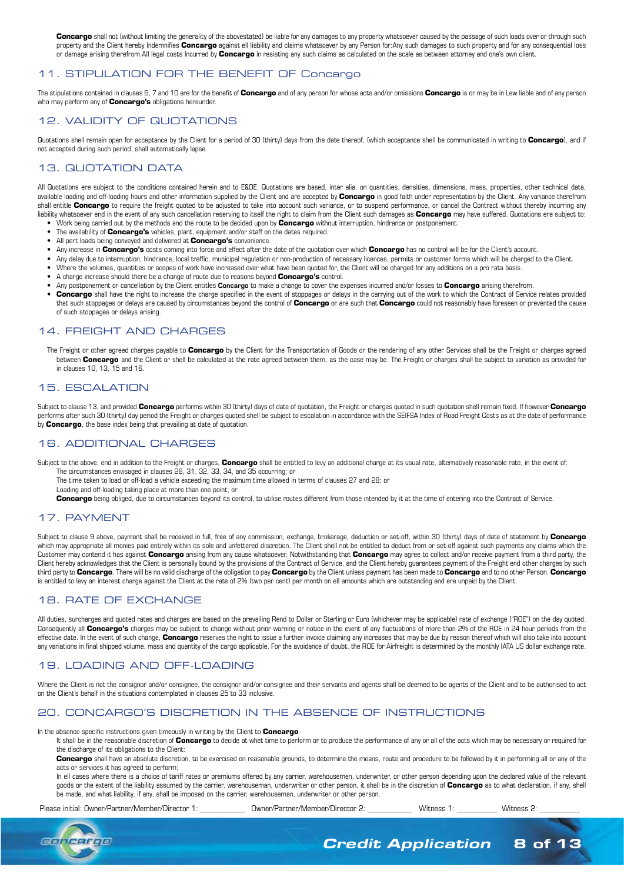**Concargo** shall not (without limiting the generality of the abovestated) be liable for any damages to any property whatsoever caused by the passage of such loads over or through such property and the Client hereby Indemnifies **Concargo** against all liability and claims whatsoever by any Person for:Any such damages to such property and for any consequential loss or damage arising therefrom.All legal costs Incurred by **Concargo** in resisting any such claims as calculated on the scale as between attorney and one's own client.

## 11. STIPULATION FOR THE BENEFIT OF Concargo

The stipulations contained in clauses 6, 7 and 10 are for the benefit of **Concargo** and of any person for whose acts and/or omissions **Concargo** is or may be in Lew liable and of any person who may perform any of **Concargo's** obligations hereunder.

## 12. VALIDITY OF QUOTATIONS

Quotations shell remain open for acceptance by the Client for a period of 30 (thirty) days from the date thereof, (which acceptance shell be communicated in writing to **Concargo**), and if not accepted during such period, shall automatically lapse.

## 13. QUOTATION DATA

All Quotations ere subject to the conditions contained herein and to E&OE. Quotations are based, inter alia, on quantities, densities, dimensions, mass, properties, other technical data, available loading and off-loading hours and other information supplied by the Client and are accepted by **Concargo** in good faith under representation by the Client. Any variance therefrom shall entitle **Concargo** to require the freight quoted to be adjusted to take into account such variance, or to suspend performance, or cancel the Contract without thereby incurring any liability whatsoever end in the event of any such cancellation reserving to itself the right to claim from the Client such damages as **Concargo** may have suffered. Quotations ere subject to:

- Work being carried out by the methods and the route to be decided upon by **Concargo** without interruption, hindrance or postponement.
- The availability of **Concargo's** vehicles, plant, equipment and/or staff on the dates required.
- All pert loads being conveyed and delivered at **Concargo's** convenience.
- Any increase in **Concargo's** costs coming into force and effect after the date of the quotation over which **Concargo** has no control will be for the Client's account.
- Any delay due to interruption, hindrance, local traffic, municipal regulation or non-production of necessary licences, permits or customer forms which will be charged to the Client.
- Where the volumes, quantities or scopes of work have increased over what have been quoted for, the Client will be charged for any additions on a pro rata basis.
- A charge increase should there be a change of route due to reasons beyond **Concargo's** control.
- Any postponement or cancellation by the Client entitles **Concargo** to make a change to cover the expenses incurred and/or losses to **Concargo** arising therefrom.
- **Concargo** shall have the right to increase the charge specified in the event of stoppages or delays in the carrying out of the work to which the Contract of Service relates provided that such stoppages or delays are caused by circumstances beyond the control of **Concargo** or are such that **Concargo** could not reasonably have foreseen or prevented the cause of such stoppages or delays arising.

## 14. FREIGHT AND CHARGES

The Freight or other agreed charges payable to **Concargo** by the Client for the Transportation of Goods or the rendering of any other Services shall be the Freight or charges agreed between **Concargo** and the Client or shell be calculated at the rate agreed between them, as the case may be. The Freight or charges shall be subject to variation as provided for in clauses 10, 13, 15 and 16.

## 15. ESCALATION

Subject to clause 13, and provided **Concargo** performs within 30 (thirty) days of date of quotation, the Freight or charges quoted in such quotation shell remain fixed. If however **Concargo** performs after such 30 (thirty) day period the Freight or charges quoted shell be subject to escalation in accordance with the SEIFSA Index of Road Freight Costs as at the date of performance by **Concargo**, the base index being that prevailing at date of quotation.

## 16. ADDITIONAL CHARGES

Subject to the above, end in addition to the Freight or charges, **Concargo** shall be entitled to levy an additional charge at its usual rate, alternatively reasonable rate, in the event of:

The circumstances envisaged in clauses 26, 31, 32, 33, 34, and 35 occurring; or

The time taken to load or off-load a vehicle exceeding the maximum time allowed in terms of clauses 27 and 28; or

Loading and off-loading taking place at more than one point; or

**Concargo** being obliged, due to circumstances beyond its control, to utilise routes different from those intended by it at the time of entering into the Contract of Service.

## 17. PAYMENT

Subject to clause 9 above, payment shall be received in full, free of any commission, exchange, brokerage, deduction or set-off, within 30 (thirty) days of date of statement by **Concargo** which may appropriate all monies paid entirely within its sole and unfettered discretion. The Client shell not be entitled to deduct from or set-off against such payments any claims which the Customer may contend it has against **Concargo** arising from any cause whatsoever. Notwithstanding that **Concargo** may agree to collect and/or receive payment from a third party, the Client hereby acknowledges that the Client is personally bound by the provisions of the Contract of Service, and the Client hereby guarantees payment of the Freight end other charges by such third party to **Concargo**. There will be no valid discharge of the obligation to pay **Concargo** by the Client unless payment has been made to **Concargo** and to no other Person. **Concargo** is entitled to levy an interest charge against the Client at the rate of 2% (two per cent) per month on ell amounts which are outstanding and ere unpaid by the Client.

## 18. RATE OF EXCHANGE

All duties, surcharges and quoted rates and charges are based on the prevailing Rend to Dollar or Sterling or Euro (whichever may be applicable) rate of exchange ("ROE") on the day quoted. Consequently all **Concargo's** charges may be subject to change without prior warning or notice in the event of any fluctuations of more than 2% of the ROE in 24 hour periods from the effective date. In the event of such change, **Concargo** reserves the right to issue a further invoice claiming any increases that may be due by reason thereof which will also take into account any variations in final shipped volume, mass and quantity of the cargo applicable. For the avoidance of doubt, the ROE for Airfreight is determined by the monthly IATA US dollar exchange rate.

## 19. LOADING AND OFF-LOADING

Where the Client is not the consignor and/or consignee, the consignor and/or consignee and their servants and agents shall be deemed to be agents of the Client and to be authorised to act on the Client's behalf in the situations contemplated in clauses 25 to 33 inclusive.

## 20. CONCARGO'S DISCRETION IN THE ABSENCE OF INSTRUCTIONS

In the absence specific instructions given timeously in writing by the Client to **Concargo**-

It shall be in the reasonable discretion of **Concargo** to decide at whet time to perform or to produce the performance of any or all of the acts which may be necessary or required for the discharge of its obligations to the Client:

**Concargo** shall have an absolute discretion, to be exercised on reasonable grounds, to determine the means, route and procedure to be followed by it in performing all or any of the acts or services it has agreed to perform;

In ell cases where there is a choice of tariff rates or premiums offered by any carrier, warehousemen, underwriter, or other person depending upon the declared value of the relevant goods or the extent of the liability assumed by the carrier, warehouseman, underwriter or other person, it shall be in the discretion of **Concargo** as to what declaration, if any, shell be made, and what liability, if any, shall be imposed on the carrier, warehouseman, underwriter or other person.

Please initial: Owner/Partner/Member/Director 1: __________ Owner/Partner/Member/Director 2: __________ Witness 1: __________ Witness 2: __________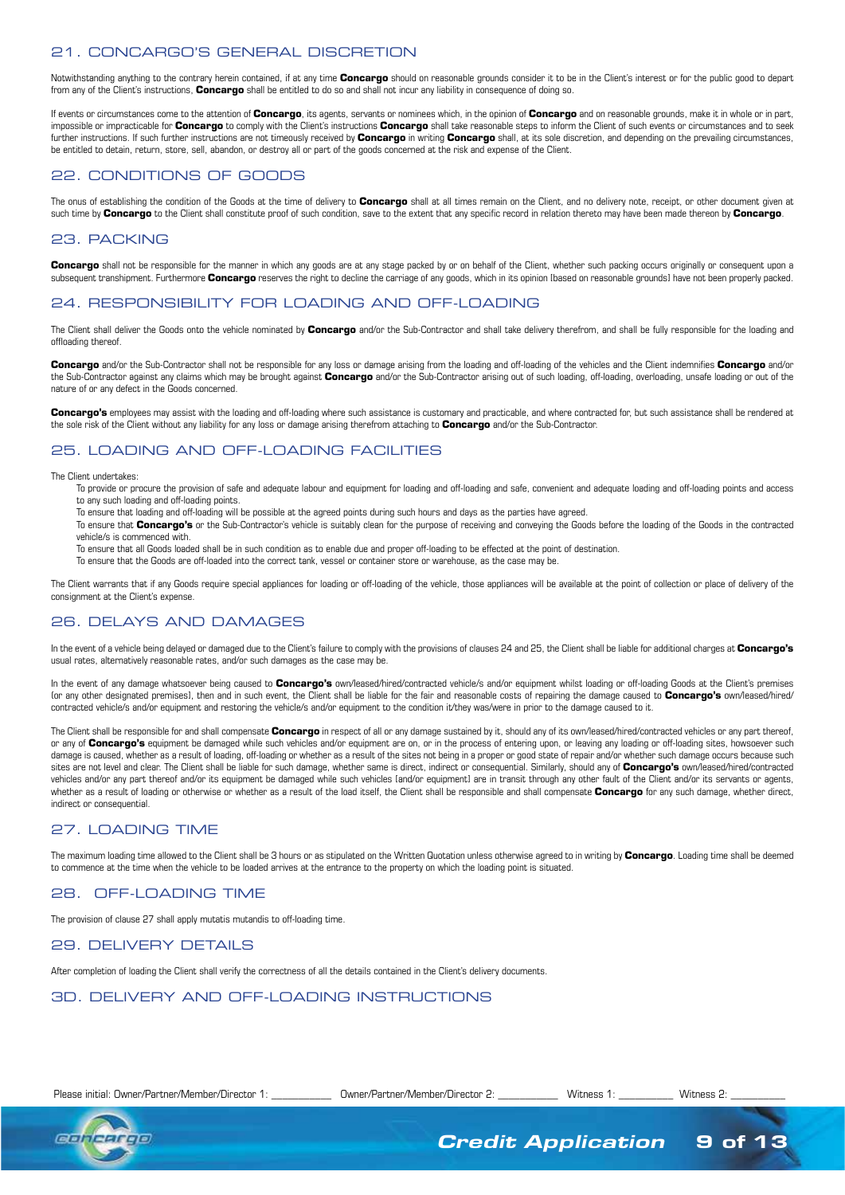## 21. CONCARGO'S GENERAL DISCRETION

Notwithstanding anything to the contrary herein contained, if at any time **Concargo** should on reasonable grounds consider it to be in the Client's interest or for the public good to depart from any of the Client's instructions, **Concargo** shall be entitled to do so and shall not incur any liability in consequence of doing so.

If events or circumstances come to the attention of **Concargo**, its agents, servants or nominees which, in the opinion of **Concargo** and on reasonable grounds, make it in whole or in part, impossible or impracticable for **Concargo** to comply with the Client's instructions **Concargo** shall take reasonable steps to inform the Client of such events or circumstances and to seek further instructions. If such further instructions are not timeously received by **Concargo** in writing **Concargo** shall, at its sole discretion, and depending on the prevailing circumstances, be entitled to detain, return, store, sell, abandon, or destroy all or part of the goods concerned at the risk and expense of the Client.

## 22. CONDITIONS OF GOODS

The onus of establishing the condition of the Goods at the time of delivery to **Concargo** shall at all times remain on the Client, and no delivery note, receipt, or other document given at such time by **Concargo** to the Client shall constitute proof of such condition, save to the extent that any specific record in relation thereto may have been made thereon by **Concargo**.

## 23. PACKING

**Concargo** shall not be responsible for the manner in which any goods are at any stage packed by or on behalf of the Client, whether such packing occurs originally or consequent upon a subsequent transhipment. Furthermore **Concargo** reserves the right to decline the carriage of any goods, which in its opinion (based on reasonable grounds) have not been properly packed.

## 24. RESPONSIBILITY FOR LOADING AND OFF-LOADING

The Client shall deliver the Goods onto the vehicle nominated by **Concargo** and/or the Sub-Contractor and shall take delivery therefrom, and shall be fully responsible for the loading and offloading thereof.

**Concargo** and/or the Sub-Contractor shall not be responsible for any loss or damage arising from the loading and off-loading of the vehicles and the Client indemnifies **Concargo** and/or the Sub-Contractor against any claims which may be brought against **Concargo** and/or the Sub-Contractor arising out of such loading, off-loading, overloading, unsafe loading or out of the nature of or any defect in the Goods concerned.

**Concargo's** employees may assist with the loading and off-loading where such assistance is customary and practicable, and where contracted for, but such assistance shall be rendered at the sole risk of the Client without any liability for any loss or damage arising therefrom attaching to **Concargo** and/or the Sub-Contractor.

## 25. LOADING AND OFF-LOADING FACILITIES

The Client undertakes:

- To provide or procure the provision of safe and adequate labour and equipment for loading and off-loading and safe, convenient and adequate loading and off-loading points and access to any such loading and off-loading points.
- To ensure that loading and off-loading will be possible at the agreed points during such hours and days as the parties have agreed.
- To ensure that **Concargo's** or the Sub-Contractor's vehicle is suitably clean for the purpose of receiving and conveying the Goods before the loading of the Goods in the contracted vehicle/s is commenced with.
- To ensure that all Goods loaded shall be in such condition as to enable due and proper off-loading to be effected at the point of destination.
- To ensure that the Goods are off-loaded into the correct tank, vessel or container store or warehouse, as the case may be.

The Client warrants that if any Goods require special appliances for loading or off-loading of the vehicle, those appliances will be available at the point of collection or place of delivery of the consignment at the Client's expense.

## 26. DELAYS AND DAMAGES

In the event of a vehicle being delayed or damaged due to the Client's failure to comply with the provisions of clauses 24 and 25, the Client shall be liable for additional charges at **Concargo's** usual rates, alternatively reasonable rates, and/or such damages as the case may be.

In the event of any damage whatsoever being caused to **Concargo's** own/leased/hired/contracted vehicle/s and/or equipment whilst loading or off-loading Goods at the Client's premises (or any other designated premises), then and in such event, the Client shall be liable for the fair and reasonable costs of repairing the damage caused to **Concargo's** own/leased/hired/contracted vehicle/s and/or equipment and restoring the vehicle/s and/or equipment to the condition it/they was/were in prior to the damage caused to it.

The Client shall be responsible for and shall compensate **Concargo** in respect of all or any damage sustained by it, should any of its own/leased/hired/contracted vehicles or any part thereof, or any of **Concargo's** equipment be damaged while such vehicles and/or equipment are on, or in the process of entering upon, or leaving any loading or off-loading sites, howsoever such damage is caused, whether as a result of loading, off-loading or whether as a result of the sites not being in a proper or good state of repair and/or whether such damage occurs because such sites are not level and clear. The Client shall be liable for such damage, whether same is direct, indirect or consequential. Similarly, should any of **Concargo's** own/leased/hired/contracted vehicles and/or any part thereof and/or its equipment be damaged while such vehicles (and/or equipment) are in transit through any other fault of the Client and/or its servants or agents, whether as a result of loading or otherwise or whether as a result of the load itself, the Client shall be responsible and shall compensate **Concargo** for any such damage, whether direct, indirect or consequential.

## 27. LOADING TIME

The maximum loading time allowed to the Client shall be 3 hours or as stipulated on the Written Quotation unless otherwise agreed to in writing by **Concargo**. Loading time shall be deemed to commence at the time when the vehicle to be loaded arrives at the entrance to the property on which the loading point is situated.

## 28. OFF-LOADING TIME

The provision of clause 27 shall apply mutatis mutandis to off-loading time.

## 29. DELIVERY DETAILS

After completion of loading the Client shall verify the correctness of all the details contained in the Client's delivery documents.

## 30. DELIVERY AND OFF-LOADING INSTRUCTIONS

Please initial: Owner/Partner/Member/Director 1: __________ Owner/Partner/Member/Director 2: __________ Witness 1: __________ Witness 2: __________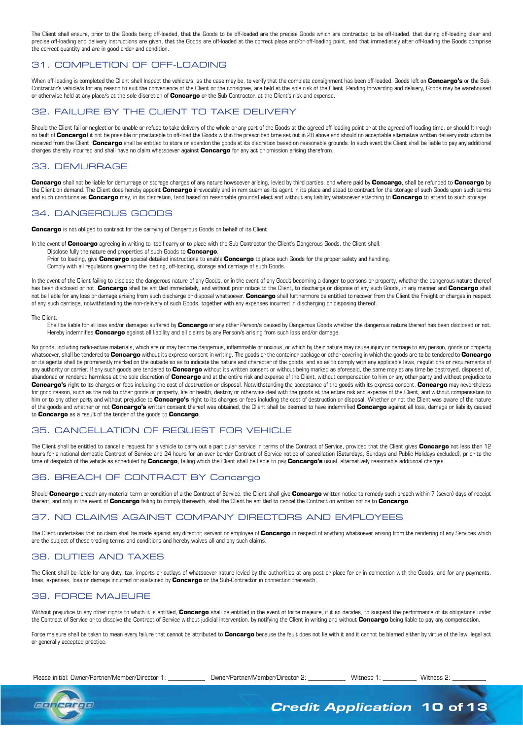The Client shall ensure, prior to the Goods being off-loaded, that the Goods to be off-loaded are the precise Goods which are contracted to be off-loaded, that during off-loading clear and precise off-loading and delivery instructions are given, that the Goods are off-loaded at the correct place and/or off-loading point, and that immediately after off-loading the Goods comprise the correct quantity and are in good order and condition.

## 31. COMPLETION OF OFF-LOADING

When off-loading is completed the Client shell Inspect the vehicle/s, as the case may be, to verify that the complete consignment has been off-loaded. Goods left on **Concargo's** or the Sub-Contractor's vehicle/s for any reason to suit the convenience of the Client or the consignee, are held at the sole risk of the Client. Pending forwarding and delivery, Goods may be warehoused or otherwise held at any place/s at the sole discretion of **Concargo** or the Sub-Contractor, at the Client's risk and expense.

## 32. FAILURE BY THE CLIENT TO TAKE DELIVERY

Should the Client fail or neglect or be unable or refuse to take delivery of the whole or any part of the Goods at the agreed off-loading point or at the agreed off-loading time, or should (through no fault of **Concargo**) it not be possible or practicable to off-load the Goods within the prescribed time set out in 28 above and should no acceptable alternative written delivery instruction be received from the Client, **Concargo** shall be entitled to store or abandon the goods at its discretion based on reasonable grounds. In such event the Client shall be liable to pay any additional charges thereby incurred and shall have no claim whatsoever against **Concargo** for any act or omission arising therefrom.

## 33. DEMURRAGE

**Concargo** shall not be liable for demurrage or storage charges of any nature howsoever arising, levied by third parties, and where paid by **Concargo**, shall be refunded to **Concargo** by the Client on demand. The Client does hereby appoint **Concargo** irrevocably and in rem suam as its agent in its place and stead to contract for the storage of such Goods upon such terms and such conditions as **Concargo** may, in its discretion, (and based on reasonable grounds) elect and without any liability whatsoever attaching to **Concargo** to attend to such storage.

## 34. DANGEROUS GOODS

**Concargo** is not obliged to contract for the carrying of Dangerous Goods on behalf of its Client.

In the event of **Concargo** agreeing in writing to itself carry or to place with the Sub-Contractor the Client's Dangerous Goods, the Client shall:

- Disclose fully the nature end properties of such Goods to **Concargo**.
- Prior to loading, give **Concargo** special detailed instructions to enable **Concargo** to place such Goods for the proper safety and handling.
- Comply with all regulations governing the loading, off-loading, storage and carriage of such Goods.

In the event of the Client failing to disclose the dangerous nature of any Goods, or in the event of any Goods becoming a danger to persons or property, whether the dangerous nature thereof has been disclosed or not, **Concargo** shall be entitled immediately, and without prior notice to the Client, to discharge or dispose of any such Goods, in any manner and **Concargo** shall not be liable for any loss or damage arising from such discharge or disposal whatsoever. **Concargo** shall furthermore be entitled to recover from the Client the Freight or charges in respect of any such carriage, notwithstanding the non-delivery of such Goods, together with any expenses incurred in discharging or disposing thereof.

The Client:

- Shall be liable for all loss and/or damages suffered by **Concargo** or any other Person/s caused by Dangerous Goods whether the dangerous nature thereof has been disclosed or not.
- Hereby indemnifies **Concargo** against all liability and all claims by any Person/s arising from such loss and/or damage.

No goods, including radio-active materials, which are or may become dangerous, inflammable or noxious, or which by their nature may cause injury or damage to any person, goods or property whatsoever, shall be tendered to **Concargo** without its express consent in writing. The goods or the container package or other covering in which the goods are to be tendered to **Concargo** or its agents shall be prominently marked on the outside so as to indicate the nature and character of the goods, and so as to comply with any applicable laws, regulations or requirements of any authority or carrier. If any such goods are tendered to **Concargo** without its written consent or without being marked as aforesaid, the same may at any time be destroyed, disposed of, abandoned or rendered harmless at the sole discretion of **Concargo** and at the entire risk and expense of the Client, without compensation to him or any other party and without prejudice to **Concargo's** right to its charges or fees including the cost of destruction or disposal. Notwithstanding the acceptance of the goods with its express consent, **Concargo** may nevertheless for good reason, such as the risk to other goods or property, life or health, destroy or otherwise deal with the goods at the entire risk and expense of the Client, and without compensation to him or to any other party and without prejudice to **Concargo's** right to its charges or fees including the cost of destruction or disposal. Whether or not the Client was aware of the nature of the goods and whether or not **Concargo's** written consent thereof was obtained, the Client shall be deemed to have indemnified **Concargo** against all loss, damage or liability caused to **Concargo** as a result of the tender of the goods to **Concargo**.

## 35. CANCELLATION OF REQUEST FOR VEHICLE

The Client shall be entitled to cancel a request for a vehicle to carry out a particular service in terms of the Contract of Service, provided that the Client gives **Concargo** not less than 12 hours for a national domestic Contract of Service and 24 hours for an over border Contract of Service notice of cancellation (Saturdays, Sundays and Public Holidays excluded), prior to the time of despatch of the vehicle as scheduled by **Concargo**, failing which the Client shall be liable to pay **Concargo's** usual, alternatively reasonable additional charges.

## 36. BREACH OF CONTRACT BY Concargo

Should **Concargo** breach any material term or condition of a the Contract of Service, the Client shall give **Concargo** written notice to remedy such breach within 7 (seven) days of receipt thereof, and only in the event of **Concargo** failing to comply therewith, shall the Client be entitled to cancel the Contract on written notice to **Concargo**.

## 37. NO CLAIMS AGAINST COMPANY DIRECTORS AND EMPLOYEES

The Client undertakes that no claim shall be made against any director, servant or employee of **Concargo** in respect of anything whatsoever arising from the rendering of any Services which are the subject of these trading terms and conditions and hereby waives all and any such claims.

## 38. DUTIES AND TAXES

The Client shall be liable for any duty, tax, imports or outlays of whatsoever nature levied by the authorities at any post or place for or in connection with the Goods, and for any payments, fines, expenses, loss or damage incurred or sustained by **Concargo** or the Sub-Contractor in connection therewith.

## 39. FORCE MAJEURE

Without prejudice to any other rights to which it is entitled, **Concargo** shall be entitled in the event of force majeure, if it so decides, to suspend the performance of its obligations under the Contract of Service or to dissolve the Contract of Service without judicial intervention, by notifying the Client in writing and without **Concargo** being liable to pay any compensation.

Force majeure shall be taken to mean every failure that cannot be attributed to **Concargo** because the fault does not lie with it and it cannot be blamed either by virtue of the law, legal act or generally accepted practice.

Please initial: Owner/Partner/Member/Director 1: __________ Owner/Partner/Member/Director 2: __________ Witness 1: __________ Witness 2: __________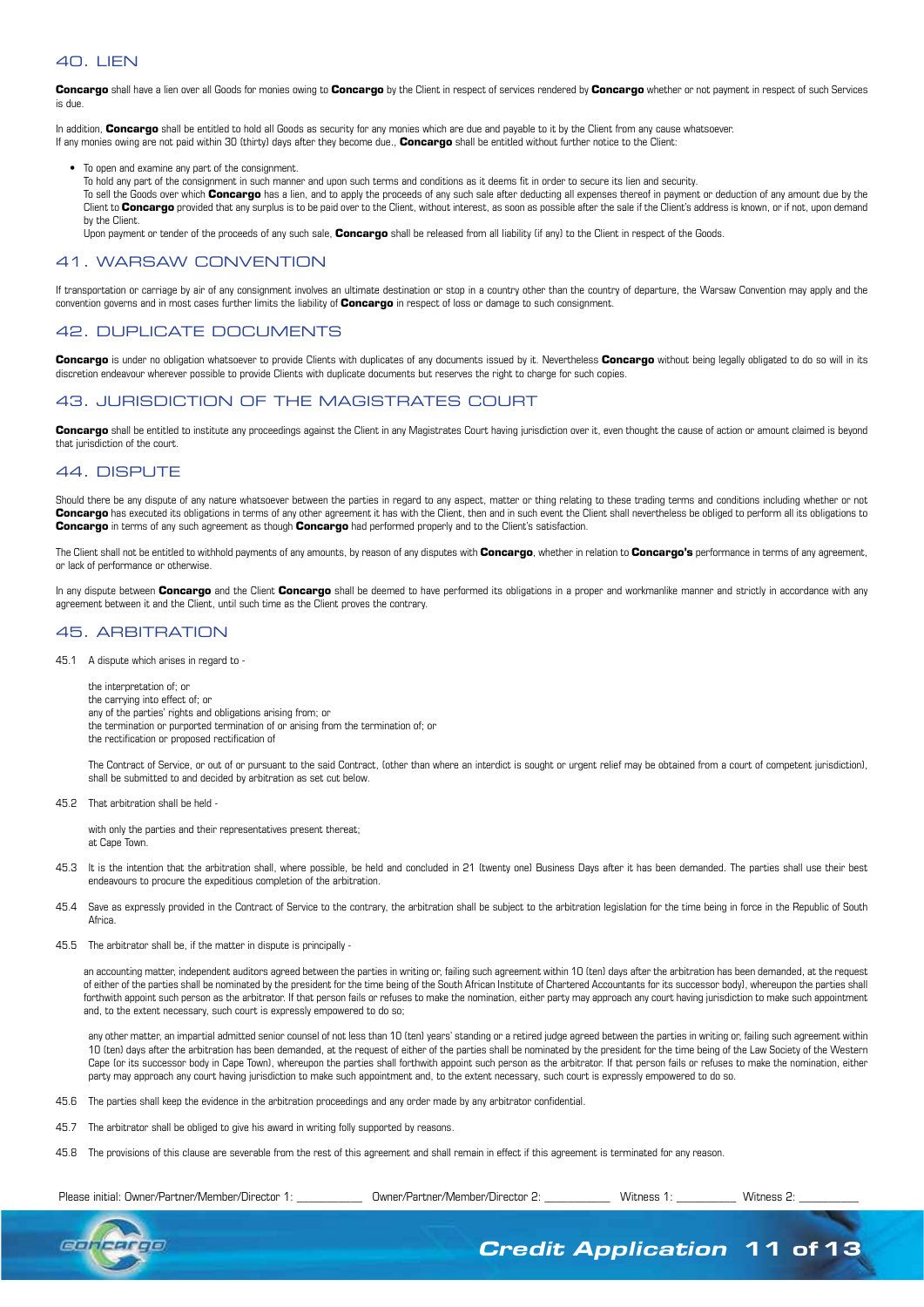## 40. LIEN

**Concargo** shall have a lien over all Goods for monies owing to **Concargo** by the Client in respect of services rendered by **Concargo** whether or not payment in respect of such Services is due.

In addition, **Concargo** shall be entitled to hold all Goods as security for any monies which are due and payable to it by the Client from any cause whatsoever.
If any monies owing are not paid within 30 (thirty) days after they become due., **Concargo** shall be entitled without further notice to the Client:

- To open and examine any part of the consignment.
  To hold any part of the consignment in such manner and upon such terms and conditions as it deems fit in order to secure its lien and security.
  To sell the Goods over which **Concargo** has a lien, and to apply the proceeds of any such sale after deducting all expenses thereof in payment or deduction of any amount due by the Client to **Concargo** provided that any surplus is to be paid over to the Client, without interest, as soon as possible after the sale if the Client's address is known, or if not, upon demand by the Client.
  Upon payment or tender of the proceeds of any such sale, **Concargo** shall be released from all liability (if any) to the Client in respect of the Goods.

## 41. WARSAW CONVENTION

If transportation or carriage by air of any consignment involves an ultimate destination or stop in a country other than the country of departure, the Warsaw Convention may apply and the convention governs and in most cases further limits the liability of **Concargo** in respect of loss or damage to such consignment.

## 42. DUPLICATE DOCUMENTS

**Concargo** is under no obligation whatsoever to provide Clients with duplicates of any documents issued by it. Nevertheless **Concargo** without being legally obligated to do so will in its discretion endeavour wherever possible to provide Clients with duplicate documents but reserves the right to charge for such copies.

## 43. JURISDICTION OF THE MAGISTRATES COURT

**Concargo** shall be entitled to institute any proceedings against the Client in any Magistrates Court having jurisdiction over it, even thought the cause of action or amount claimed is beyond that jurisdiction of the court.

## 44. DISPUTE

Should there be any dispute of any nature whatsoever between the parties in regard to any aspect, matter or thing relating to these trading terms and conditions including whether or not **Concargo** has executed its obligations in terms of any other agreement it has with the Client, then and in such event the Client shall nevertheless be obliged to perform all its obligations to **Concargo** in terms of any such agreement as though **Concargo** had performed properly and to the Client's satisfaction.

The Client shall not be entitled to withhold payments of any amounts, by reason of any disputes with **Concargo**, whether in relation to **Concargo's** performance in terms of any agreement, or lack of performance or otherwise.

In any dispute between **Concargo** and the Client **Concargo** shall be deemed to have performed its obligations in a proper and workmanlike manner and strictly in accordance with any agreement between it and the Client, until such time as the Client proves the contrary.

## 45. ARBITRATION

45.1 A dispute which arises in regard to -

the interpretation of; or
the carrying into effect of; or
any of the parties' rights and obligations arising from; or
the termination or purported termination of or arising from the termination of; or
the rectification or proposed rectification of

The Contract of Service, or out of or pursuant to the said Contract, (other than where an interdict is sought or urgent relief may be obtained from a court of competent jurisdiction), shall be submitted to and decided by arbitration as set out below.

45.2 That arbitration shall be held -

with only the parties and their representatives present thereat;
at Cape Town.

45.3 It is the intention that the arbitration shall, where possible, be held and concluded in 21 (twenty one) Business Days after it has been demanded. The parties shall use their best endeavours to procure the expeditious completion of the arbitration.

45.4 Save as expressly provided in the Contract of Service to the contrary, the arbitration shall be subject to the arbitration legislation for the time being in force in the Republic of South Africa.

45.5 The arbitrator shall be, if the matter in dispute is principally -

an accounting matter, independent auditors agreed between the parties in writing or, failing such agreement within 10 (ten) days after the arbitration has been demanded, at the request of either of the parties shall be nominated by the president for the time being of the South African Institute of Chartered Accountants (or its successor body), whereupon the parties shall forthwith appoint such person as the arbitrator. If that person fails or refuses to make the nomination, either party may approach any court having jurisdiction to make such appointment and, to the extent necessary, such court is expressly empowered to do so;

any other matter, an impartial admitted senior counsel of not less than 10 (ten) years' standing or a retired judge agreed between the parties in writing or, failing such agreement within 10 (ten) days after the arbitration has been demanded, at the request of either of the parties shall be nominated by the president for the time being of the Law Society of the Western Cape (or its successor body in Cape Town), whereupon the parties shall forthwith appoint such person as the arbitrator. If that person fails or refuses to make the nomination, either party may approach any court having jurisdiction to make such appointment and, to the extent necessary, such court is expressly empowered to do so.

45.6 The parties shall keep the evidence in the arbitration proceedings and any order made by any arbitrator confidential.

45.7 The arbitrator shall be obliged to give his award in writing folly supported by reasons.

45.8 The provisions of this clause are severable from the rest of this agreement and shall remain in effect if this agreement is terminated for any reason.

Please initial: Owner/Partner/Member/Director 1: ___________ Owner/Partner/Member/Director 2: ___________ Witness 1: ___________ Witness 2: ___________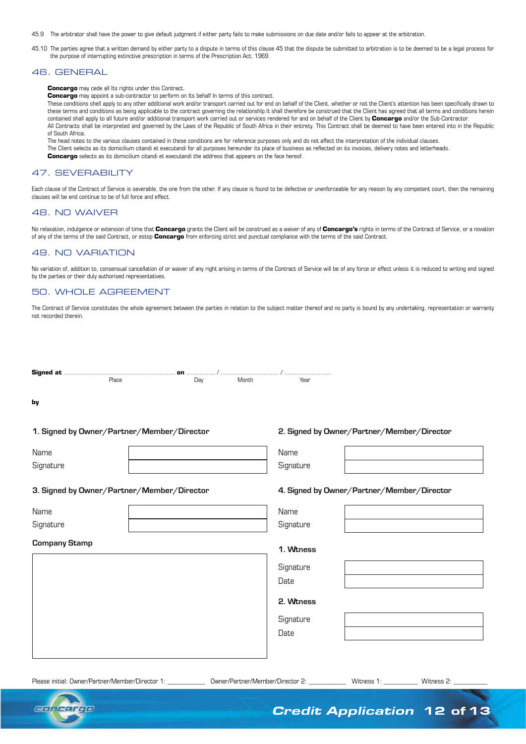45.9 The arbitrator shall have the power to give default judgment if either party fails to make submissions on due date and/or fails to appear at the arbitration.

45.10 The parties agree that a written demand by either party to a dispute in terms of this clause 45 that the dispute be submitted to arbitration is to be deemed to be a legal process for the purpose of interrupting extinctive prescription in terms of the Prescription Act, 1969.

## 46. GENERAL

**Concargo** may cede all Its rights under this Contract.
**Concargo** may appoint a sub-contractor to perform on Its behalf In terms of this contract.
These conditions shell apply to any other additional work and/or transport carried out for end on behalf of the Client, whether or not the Client's attention has been specifically drawn to these terms and conditions as being applicable to the contract governing the relationshlp.It shall therefore be construed that the Client has agreed that all terms and conditions herein contained shall apply to all future and/or additional transport work carried out or services rendered for and on behalf of the Client by **Concargo** and/or the Sub-Contractor.
All Contracts shall be interpreted and governed by the Laws of the Republic of South Africa in their entirety. This Contract shall be deemed to have been entered into in the Republic of South Africa.
The head notes to the various clauses contained in these conditions are for reference purposes only and do not affect the interpretation of the individual clauses.
The Client selects as its domicilium citandi et executandi for all purposes hereunder its place of business as reflected on its invoices, delivery notes and letterheads.
**Concargo** selects as its domicilium citandi et executandi the address that appears on the face hereof.

## 47. SEVERABILITY

Each clause of the Contract of Service is severable, the one from the other. If any clause is found to be defective or unenforceable for any reason by any competent court, then the remaining clauses will be end continue to be of full force and effect.

## 48. NO WAIVER

No relaxation, indulgence or extension of time that **Concargo** grants the Client will be construed as a waiver of any of **Concargo's** rights in terms of the Contract of Service, or a novation of any of the terms of the said Contract, or estop **Concargo** from enforcing strict and punctual compliance with the terms of the said Contract.

## 49. NO VARIATION

No variation of, addition to, consensual cancellation of or waiver of any right arising in terms of the Contract of Service will be of any force or effect unless it is reduced to writing end signed by the parties or their duly authorised representatives.

## 50. WHOLE AGREEMENT

The Contract of Service constitutes the whole agreement between the parties in relation to the subject matter thereof and no party is bound by any undertaking, representation or warranty not recorded therein.

**Signed at** ............................................................... **on** ................ / .................................. / ..........................
Place Day Month Year

**by**

**1. Signed by Owner/Partner/Member/Director**

| Name | |
|---|---|
| Signature | |

**2. Signed by Owner/Partner/Member/Director**

| Name | |
|---|---|
| Signature | |

**3. Signed by Owner/Partner/Member/Director**

| Name | |
|---|---|
| Signature | |

**4. Signed by Owner/Partner/Member/Director**

| Name | |
|---|---|
| Signature | |

**Company Stamp**

**1. Witness**

| Signature | |
|---|---|
| Date | |

**2. Witness**

| Signature | |
|---|---|
| Date | |

Please initial: Owner/Partner/Member/Director 1: __________ Owner/Partner/Member/Director 2: __________ Witness 1: _________ Witness 2: _________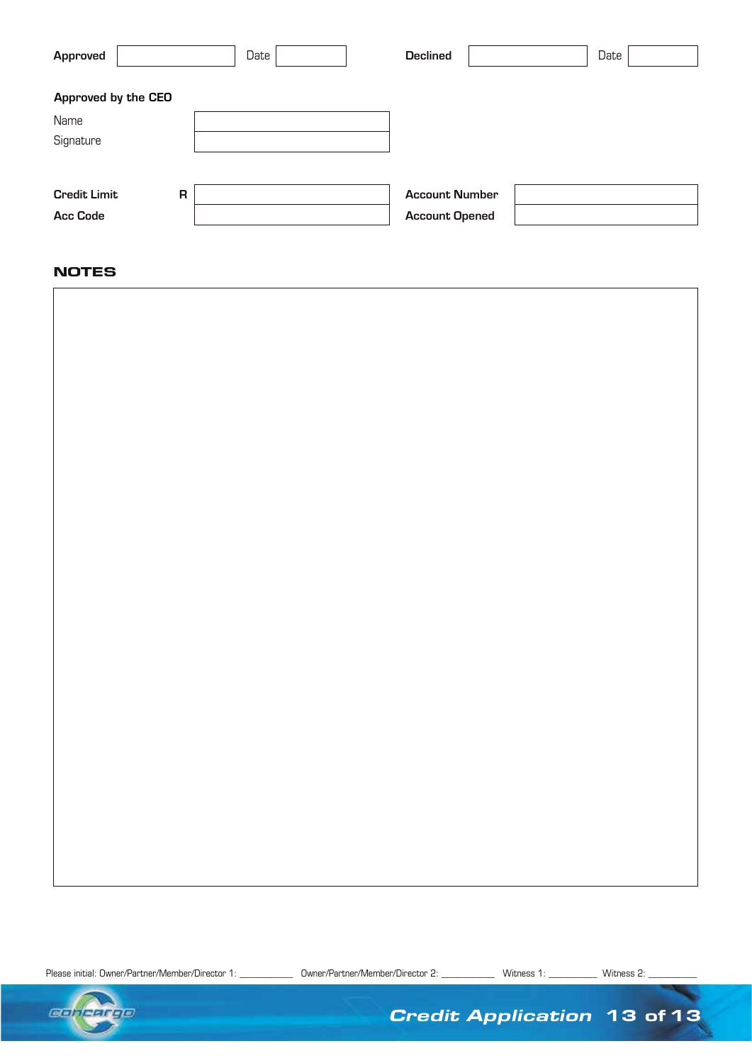| | | | | | | | |
|---|---|---|---|---|---|---|---|
| **Approved** | | Date | | **Declined** | | Date | |

**Approved by the CEO**

| | |
|---|---|
| Name | |
| Signature | |

| | | | |
|---|---|---|---|
| **Credit Limit** | **R** | **Account Number** | |
| **Acc Code** | | **Account Opened** | |

## NOTES

Please initial: Owner/Partner/Member/Director 1: __________ Owner/Partner/Member/Director 2: __________ Witness 1: __________ Witness 2: __________